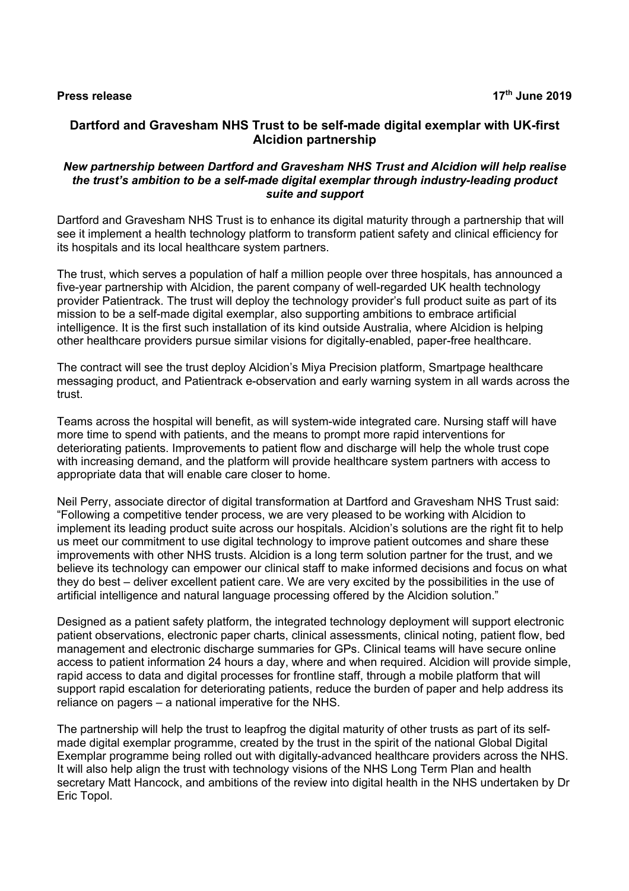**Press release** **17th June 2019**

## Dartford and Gravesham NHS Trust to be self-made digital exemplar with UK-first Alcidion partnership

***New partnership between Dartford and Gravesham NHS Trust and Alcidion will help realise the trust's ambition to be a self-made digital exemplar through industry-leading product suite and support***

Dartford and Gravesham NHS Trust is to enhance its digital maturity through a partnership that will see it implement a health technology platform to transform patient safety and clinical efficiency for its hospitals and its local healthcare system partners.

The trust, which serves a population of half a million people over three hospitals, has announced a five-year partnership with Alcidion, the parent company of well-regarded UK health technology provider Patientrack. The trust will deploy the technology provider's full product suite as part of its mission to be a self-made digital exemplar, also supporting ambitions to embrace artificial intelligence. It is the first such installation of its kind outside Australia, where Alcidion is helping other healthcare providers pursue similar visions for digitally-enabled, paper-free healthcare.

The contract will see the trust deploy Alcidion's Miya Precision platform, Smartpage healthcare messaging product, and Patientrack e-observation and early warning system in all wards across the trust.

Teams across the hospital will benefit, as will system-wide integrated care. Nursing staff will have more time to spend with patients, and the means to prompt more rapid interventions for deteriorating patients. Improvements to patient flow and discharge will help the whole trust cope with increasing demand, and the platform will provide healthcare system partners with access to appropriate data that will enable care closer to home.

Neil Perry, associate director of digital transformation at Dartford and Gravesham NHS Trust said: "Following a competitive tender process, we are very pleased to be working with Alcidion to implement its leading product suite across our hospitals. Alcidion's solutions are the right fit to help us meet our commitment to use digital technology to improve patient outcomes and share these improvements with other NHS trusts. Alcidion is a long term solution partner for the trust, and we believe its technology can empower our clinical staff to make informed decisions and focus on what they do best – deliver excellent patient care. We are very excited by the possibilities in the use of artificial intelligence and natural language processing offered by the Alcidion solution."

Designed as a patient safety platform, the integrated technology deployment will support electronic patient observations, electronic paper charts, clinical assessments, clinical noting, patient flow, bed management and electronic discharge summaries for GPs. Clinical teams will have secure online access to patient information 24 hours a day, where and when required. Alcidion will provide simple, rapid access to data and digital processes for frontline staff, through a mobile platform that will support rapid escalation for deteriorating patients, reduce the burden of paper and help address its reliance on pagers – a national imperative for the NHS.

The partnership will help the trust to leapfrog the digital maturity of other trusts as part of its self-made digital exemplar programme, created by the trust in the spirit of the national Global Digital Exemplar programme being rolled out with digitally-advanced healthcare providers across the NHS. It will also help align the trust with technology visions of the NHS Long Term Plan and health secretary Matt Hancock, and ambitions of the review into digital health in the NHS undertaken by Dr Eric Topol.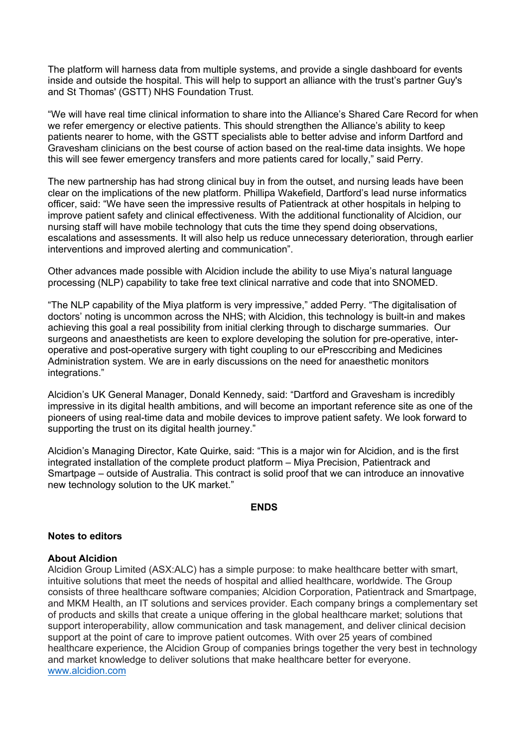The platform will harness data from multiple systems, and provide a single dashboard for events inside and outside the hospital. This will help to support an alliance with the trust's partner Guy's and St Thomas' (GSTT) NHS Foundation Trust.

"We will have real time clinical information to share into the Alliance's Shared Care Record for when we refer emergency or elective patients. This should strengthen the Alliance's ability to keep patients nearer to home, with the GSTT specialists able to better advise and inform Dartford and Gravesham clinicians on the best course of action based on the real-time data insights. We hope this will see fewer emergency transfers and more patients cared for locally," said Perry.

The new partnership has had strong clinical buy in from the outset, and nursing leads have been clear on the implications of the new platform. Phillipa Wakefield, Dartford's lead nurse informatics officer, said: "We have seen the impressive results of Patientrack at other hospitals in helping to improve patient safety and clinical effectiveness. With the additional functionality of Alcidion, our nursing staff will have mobile technology that cuts the time they spend doing observations, escalations and assessments. It will also help us reduce unnecessary deterioration, through earlier interventions and improved alerting and communication".

Other advances made possible with Alcidion include the ability to use Miya's natural language processing (NLP) capability to take free text clinical narrative and code that into SNOMED.

"The NLP capability of the Miya platform is very impressive," added Perry. "The digitalisation of doctors' noting is uncommon across the NHS; with Alcidion, this technology is built-in and makes achieving this goal a real possibility from initial clerking through to discharge summaries. Our surgeons and anaesthetists are keen to explore developing the solution for pre-operative, inter-operative and post-operative surgery with tight coupling to our ePresccribing and Medicines Administration system. We are in early discussions on the need for anaesthetic monitors integrations."

Alcidion's UK General Manager, Donald Kennedy, said: "Dartford and Gravesham is incredibly impressive in its digital health ambitions, and will become an important reference site as one of the pioneers of using real-time data and mobile devices to improve patient safety. We look forward to supporting the trust on its digital health journey."

Alcidion's Managing Director, Kate Quirke, said: "This is a major win for Alcidion, and is the first integrated installation of the complete product platform – Miya Precision, Patientrack and Smartpage – outside of Australia. This contract is solid proof that we can introduce an innovative new technology solution to the UK market."

**ENDS**

**Notes to editors**

**About Alcidion**

Alcidion Group Limited (ASX:ALC) has a simple purpose: to make healthcare better with smart, intuitive solutions that meet the needs of hospital and allied healthcare, worldwide. The Group consists of three healthcare software companies; Alcidion Corporation, Patientrack and Smartpage, and MKM Health, an IT solutions and services provider. Each company brings a complementary set of products and skills that create a unique offering in the global healthcare market; solutions that support interoperability, allow communication and task management, and deliver clinical decision support at the point of care to improve patient outcomes. With over 25 years of combined healthcare experience, the Alcidion Group of companies brings together the very best in technology and market knowledge to deliver solutions that make healthcare better for everyone.
[www.alcidion.com](http://www.alcidion.com)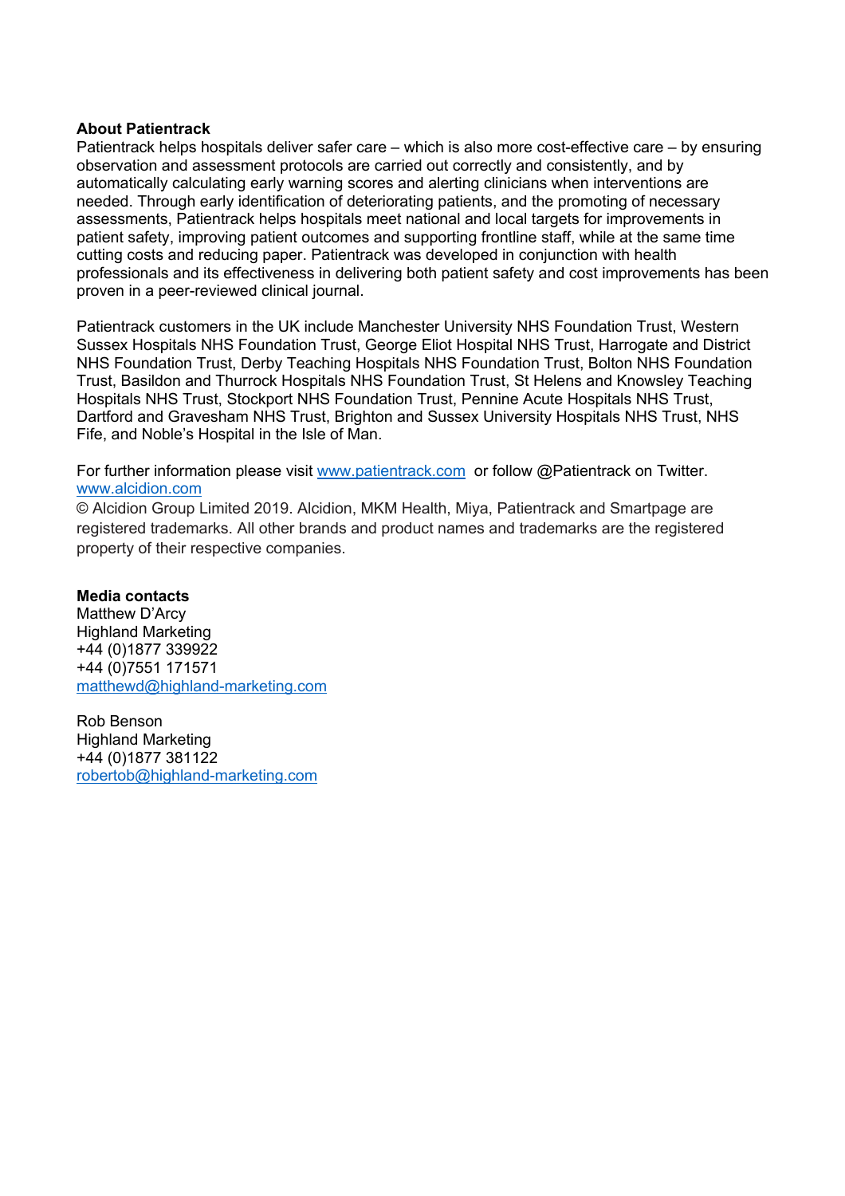**About Patientrack**

Patientrack helps hospitals deliver safer care – which is also more cost-effective care – by ensuring observation and assessment protocols are carried out correctly and consistently, and by automatically calculating early warning scores and alerting clinicians when interventions are needed. Through early identification of deteriorating patients, and the promoting of necessary assessments, Patientrack helps hospitals meet national and local targets for improvements in patient safety, improving patient outcomes and supporting frontline staff, while at the same time cutting costs and reducing paper. Patientrack was developed in conjunction with health professionals and its effectiveness in delivering both patient safety and cost improvements has been proven in a peer-reviewed clinical journal.

Patientrack customers in the UK include Manchester University NHS Foundation Trust, Western Sussex Hospitals NHS Foundation Trust, George Eliot Hospital NHS Trust, Harrogate and District NHS Foundation Trust, Derby Teaching Hospitals NHS Foundation Trust, Bolton NHS Foundation Trust, Basildon and Thurrock Hospitals NHS Foundation Trust, St Helens and Knowsley Teaching Hospitals NHS Trust, Stockport NHS Foundation Trust, Pennine Acute Hospitals NHS Trust, Dartford and Gravesham NHS Trust, Brighton and Sussex University Hospitals NHS Trust, NHS Fife, and Noble's Hospital in the Isle of Man.

For further information please visit [www.patientrack.com](http://www.patientrack.com) or follow @Patientrack on Twitter.
[www.alcidion.com](http://www.alcidion.com)
© Alcidion Group Limited 2019. Alcidion, MKM Health, Miya, Patientrack and Smartpage are registered trademarks. All other brands and product names and trademarks are the registered property of their respective companies.

**Media contacts**

Matthew D'Arcy
Highland Marketing
+44 (0)1877 339922
+44 (0)7551 171571
[matthewd@highland-marketing.com](mailto:matthewd@highland-marketing.com)

Rob Benson
Highland Marketing
+44 (0)1877 381122
[robertob@highland-marketing.com](mailto:robertob@highland-marketing.com)